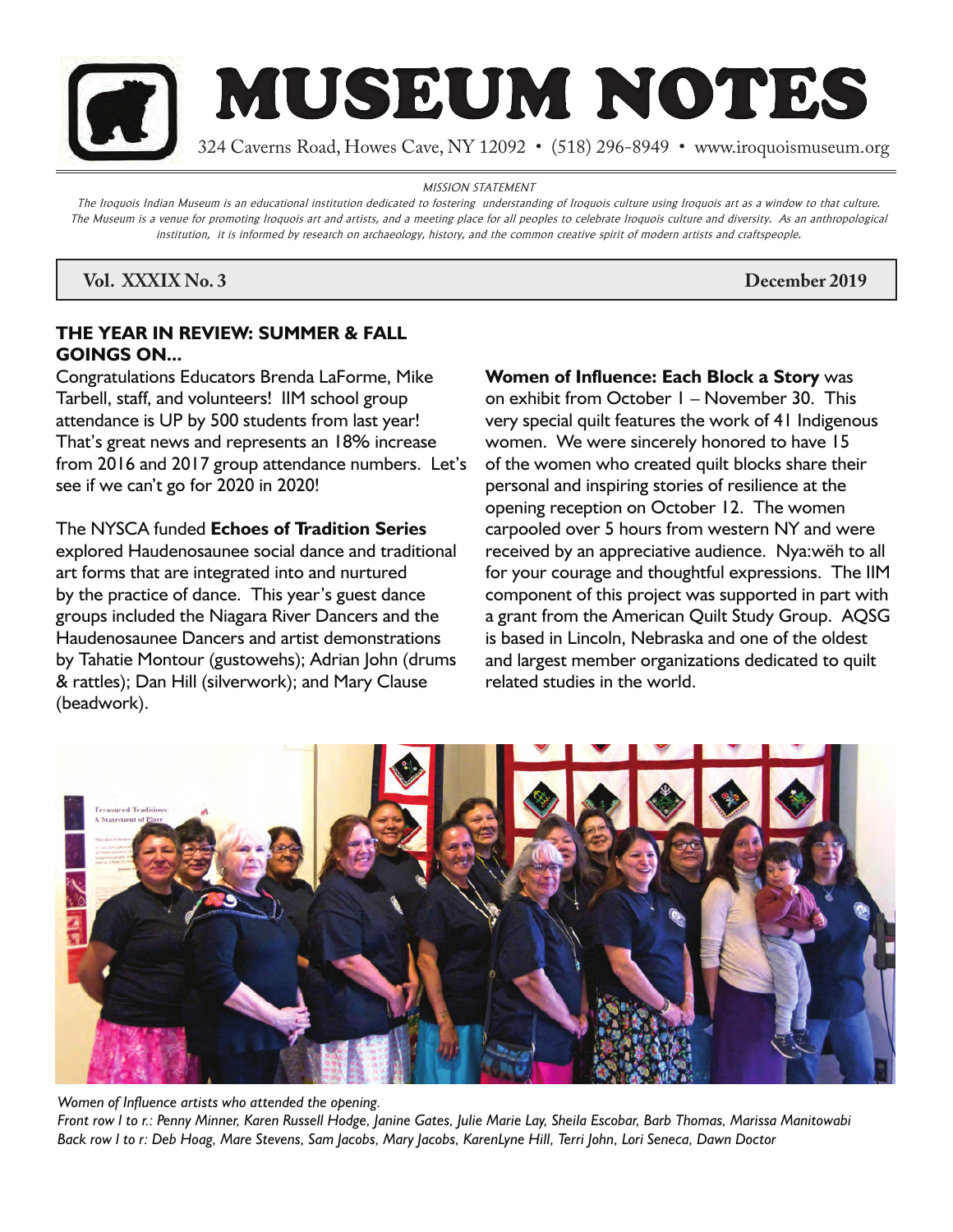# MUSEUM NOTES

324 Caverns Road, Howes Cave, NY 12092 • (518) 296-8949 • www.iroquoismuseum.org

*MISSION STATEMENT*

*The Iroquois Indian Museum is an educational institution dedicated to fostering understanding of Iroquois culture using Iroquois art as a window to that culture. The Museum is a venue for promoting Iroquois art and artists, and a meeting place for all peoples to celebrate Iroquois culture and diversity. As an anthropological institution, it is informed by research on archaeology, history, and the common creative spirit of modern artists and craftspeople.*

**Vol. XXXIX No. 3** **December 2019**

## THE YEAR IN REVIEW: SUMMER & FALL GOINGS ON...

Congratulations Educators Brenda LaForme, Mike Tarbell, staff, and volunteers! IIM school group attendance is UP by 500 students from last year! That's great news and represents an 18% increase from 2016 and 2017 group attendance numbers. Let's see if we can't go for 2020 in 2020!

The NYSCA funded **Echoes of Tradition Series** explored Haudenosaunee social dance and traditional art forms that are integrated into and nurtured by the practice of dance. This year's guest dance groups included the Niagara River Dancers and the Haudenosaunee Dancers and artist demonstrations by Tahatie Montour (gustowehs); Adrian John (drums & rattles); Dan Hill (silverwork); and Mary Clause (beadwork).

**Women of Influence: Each Block a Story** was on exhibit from October 1 – November 30. This very special quilt features the work of 41 Indigenous women. We were sincerely honored to have 15 of the women who created quilt blocks share their personal and inspiring stories of resilience at the opening reception on October 12. The women carpooled over 5 hours from western NY and were received by an appreciative audience. Nya:wëh to all for your courage and thoughtful expressions. The IIM component of this project was supported in part with a grant from the American Quilt Study Group. AQSG is based in Lincoln, Nebraska and one of the oldest and largest member organizations dedicated to quilt related studies in the world.

*Women of Influence artists who attended the opening.*
*Front row l to r.: Penny Minner, Karen Russell Hodge, Janine Gates, Julie Marie Lay, Sheila Escobar, Barb Thomas, Marissa Manitowabi*
*Back row l to r: Deb Hoag, Mare Stevens, Sam Jacobs, Mary Jacobs, KarenLyne Hill, Terri John, Lori Seneca, Dawn Doctor*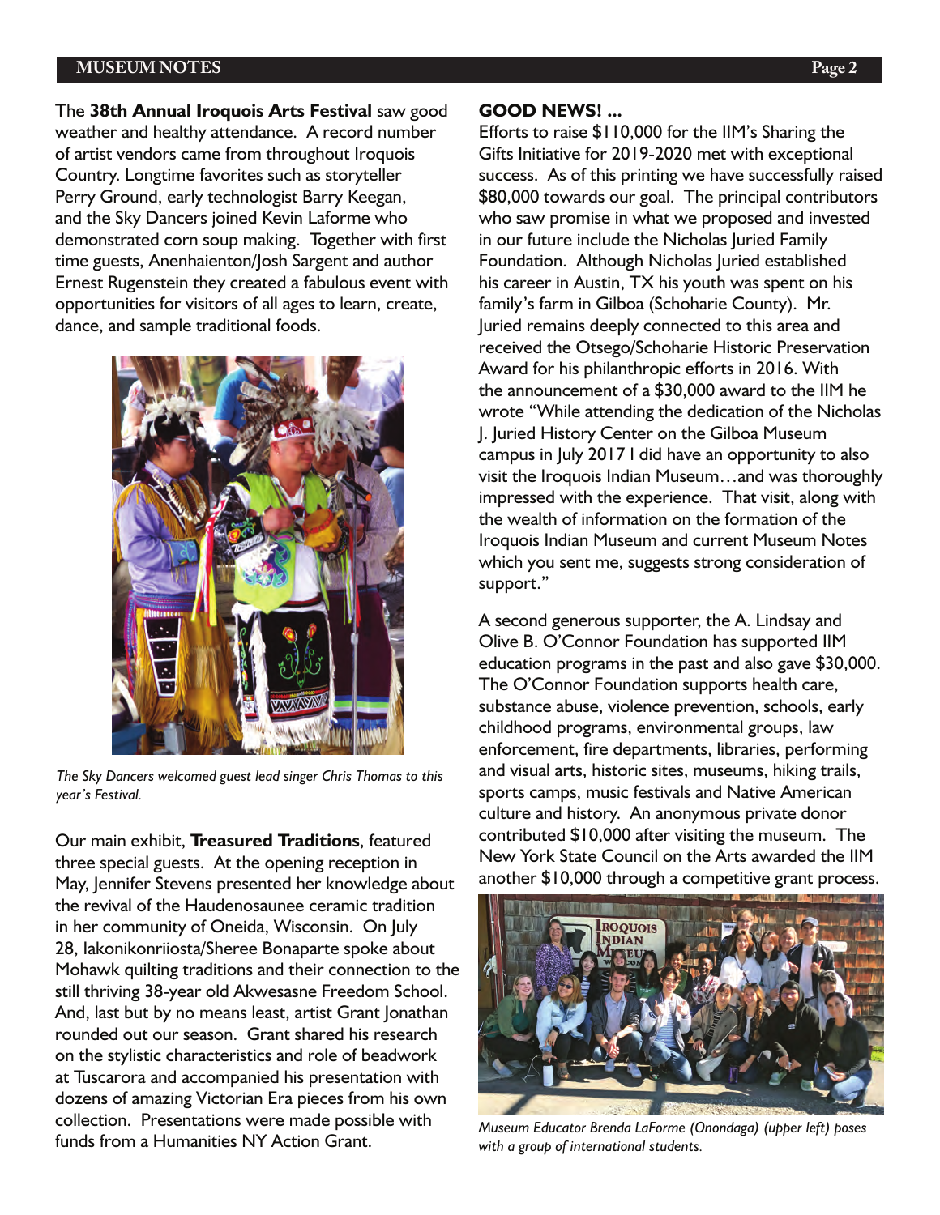The **38th Annual Iroquois Arts Festival** saw good weather and healthy attendance. A record number of artist vendors came from throughout Iroquois Country. Longtime favorites such as storyteller Perry Ground, early technologist Barry Keegan, and the Sky Dancers joined Kevin Laforme who demonstrated corn soup making. Together with first time guests, Anenhaienton/Josh Sargent and author Ernest Rugenstein they created a fabulous event with opportunities for visitors of all ages to learn, create, dance, and sample traditional foods.

*The Sky Dancers welcomed guest lead singer Chris Thomas to this year's Festival.*

Our main exhibit, **Treasured Traditions**, featured three special guests. At the opening reception in May, Jennifer Stevens presented her knowledge about the revival of the Haudenosaunee ceramic tradition in her community of Oneida, Wisconsin. On July 28, Iakonikonriiosta/Sheree Bonaparte spoke about Mohawk quilting traditions and their connection to the still thriving 38-year old Akwesasne Freedom School. And, last but by no means least, artist Grant Jonathan rounded out our season. Grant shared his research on the stylistic characteristics and role of beadwork at Tuscarora and accompanied his presentation with dozens of amazing Victorian Era pieces from his own collection. Presentations were made possible with funds from a Humanities NY Action Grant.

**GOOD NEWS! ...**

Efforts to raise $110,000 for the IIM's Sharing the Gifts Initiative for 2019-2020 met with exceptional success. As of this printing we have successfully raised $80,000 towards our goal. The principal contributors who saw promise in what we proposed and invested in our future include the Nicholas Juried Family Foundation. Although Nicholas Juried established his career in Austin, TX his youth was spent on his family's farm in Gilboa (Schoharie County). Mr. Juried remains deeply connected to this area and received the Otsego/Schoharie Historic Preservation Award for his philanthropic efforts in 2016. With the announcement of a $30,000 award to the IIM he wrote "While attending the dedication of the Nicholas J. Juried History Center on the Gilboa Museum campus in July 2017 I did have an opportunity to also visit the Iroquois Indian Museum…and was thoroughly impressed with the experience. That visit, along with the wealth of information on the formation of the Iroquois Indian Museum and current Museum Notes which you sent me, suggests strong consideration of support."

A second generous supporter, the A. Lindsay and Olive B. O'Connor Foundation has supported IIM education programs in the past and also gave $30,000. The O'Connor Foundation supports health care, substance abuse, violence prevention, schools, early childhood programs, environmental groups, law enforcement, fire departments, libraries, performing and visual arts, historic sites, museums, hiking trails, sports camps, music festivals and Native American culture and history. An anonymous private donor contributed $10,000 after visiting the museum. The New York State Council on the Arts awarded the IIM another $10,000 through a competitive grant process.

*Museum Educator Brenda LaForme (Onondaga) (upper left) poses with a group of international students.*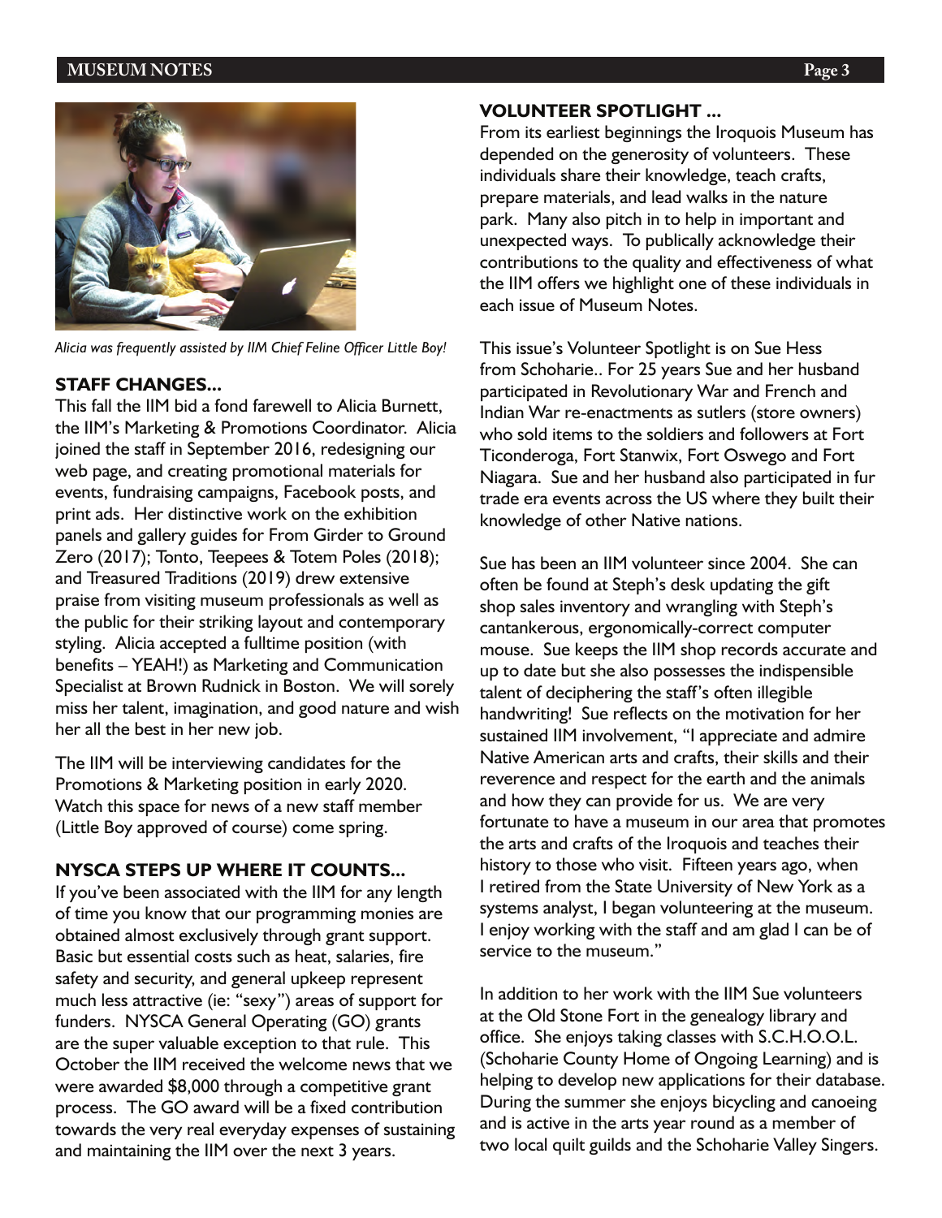*Alicia was frequently assisted by IIM Chief Feline Officer Little Boy!*

## STAFF CHANGES...

This fall the IIM bid a fond farewell to Alicia Burnett, the IIM's Marketing & Promotions Coordinator. Alicia joined the staff in September 2016, redesigning our web page, and creating promotional materials for events, fundraising campaigns, Facebook posts, and print ads. Her distinctive work on the exhibition panels and gallery guides for From Girder to Ground Zero (2017); Tonto, Teepees & Totem Poles (2018); and Treasured Traditions (2019) drew extensive praise from visiting museum professionals as well as the public for their striking layout and contemporary styling. Alicia accepted a fulltime position (with benefits – YEAH!) as Marketing and Communication Specialist at Brown Rudnick in Boston. We will sorely miss her talent, imagination, and good nature and wish her all the best in her new job.

The IIM will be interviewing candidates for the Promotions & Marketing position in early 2020. Watch this space for news of a new staff member (Little Boy approved of course) come spring.

## NYSCA STEPS UP WHERE IT COUNTS...

If you've been associated with the IIM for any length of time you know that our programming monies are obtained almost exclusively through grant support. Basic but essential costs such as heat, salaries, fire safety and security, and general upkeep represent much less attractive (ie: "sexy") areas of support for funders. NYSCA General Operating (GO) grants are the super valuable exception to that rule. This October the IIM received the welcome news that we were awarded $8,000 through a competitive grant process. The GO award will be a fixed contribution towards the very real everyday expenses of sustaining and maintaining the IIM over the next 3 years.

## VOLUNTEER SPOTLIGHT ...

From its earliest beginnings the Iroquois Museum has depended on the generosity of volunteers. These individuals share their knowledge, teach crafts, prepare materials, and lead walks in the nature park. Many also pitch in to help in important and unexpected ways. To publically acknowledge their contributions to the quality and effectiveness of what the IIM offers we highlight one of these individuals in each issue of Museum Notes.

This issue's Volunteer Spotlight is on Sue Hess from Schoharie.. For 25 years Sue and her husband participated in Revolutionary War and French and Indian War re-enactments as sutlers (store owners) who sold items to the soldiers and followers at Fort Ticonderoga, Fort Stanwix, Fort Oswego and Fort Niagara. Sue and her husband also participated in fur trade era events across the US where they built their knowledge of other Native nations.

Sue has been an IIM volunteer since 2004. She can often be found at Steph's desk updating the gift shop sales inventory and wrangling with Steph's cantankerous, ergonomically-correct computer mouse. Sue keeps the IIM shop records accurate and up to date but she also possesses the indispensible talent of deciphering the staff's often illegible handwriting! Sue reflects on the motivation for her sustained IIM involvement, "I appreciate and admire Native American arts and crafts, their skills and their reverence and respect for the earth and the animals and how they can provide for us. We are very fortunate to have a museum in our area that promotes the arts and crafts of the Iroquois and teaches their history to those who visit. Fifteen years ago, when I retired from the State University of New York as a systems analyst, I began volunteering at the museum. I enjoy working with the staff and am glad I can be of service to the museum."

In addition to her work with the IIM Sue volunteers at the Old Stone Fort in the genealogy library and office. She enjoys taking classes with S.C.H.O.O.L. (Schoharie County Home of Ongoing Learning) and is helping to develop new applications for their database. During the summer she enjoys bicycling and canoeing and is active in the arts year round as a member of two local quilt guilds and the Schoharie Valley Singers.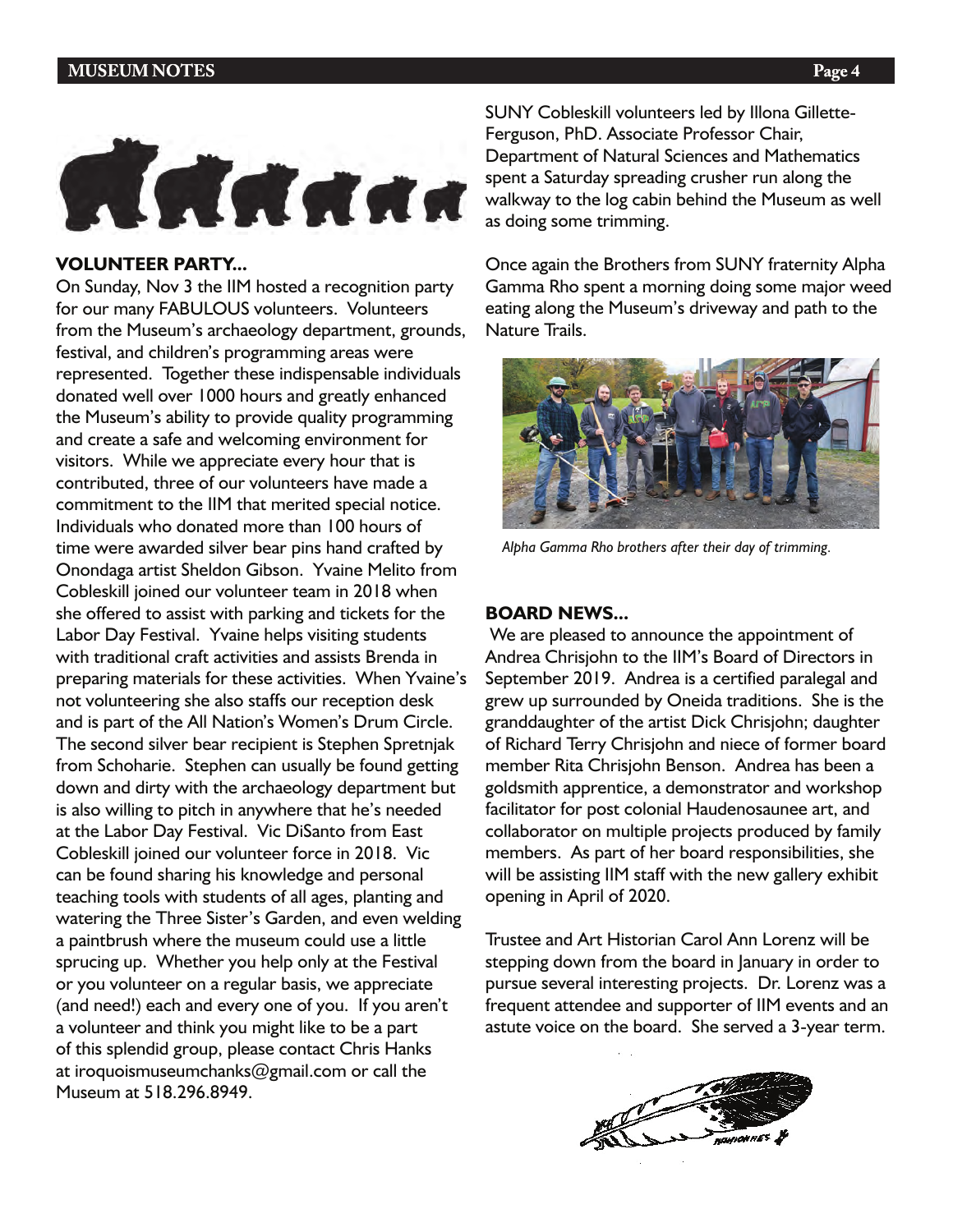## VOLUNTEER PARTY...

On Sunday, Nov 3 the IIM hosted a recognition party for our many FABULOUS volunteers. Volunteers from the Museum's archaeology department, grounds, festival, and children's programming areas were represented. Together these indispensable individuals donated well over 1000 hours and greatly enhanced the Museum's ability to provide quality programming and create a safe and welcoming environment for visitors. While we appreciate every hour that is contributed, three of our volunteers have made a commitment to the IIM that merited special notice. Individuals who donated more than 100 hours of time were awarded silver bear pins hand crafted by Onondaga artist Sheldon Gibson. Yvaine Melito from Cobleskill joined our volunteer team in 2018 when she offered to assist with parking and tickets for the Labor Day Festival. Yvaine helps visiting students with traditional craft activities and assists Brenda in preparing materials for these activities. When Yvaine's not volunteering she also staffs our reception desk and is part of the All Nation's Women's Drum Circle. The second silver bear recipient is Stephen Spretnjak from Schoharie. Stephen can usually be found getting down and dirty with the archaeology department but is also willing to pitch in anywhere that he's needed at the Labor Day Festival. Vic DiSanto from East Cobleskill joined our volunteer force in 2018. Vic can be found sharing his knowledge and personal teaching tools with students of all ages, planting and watering the Three Sister's Garden, and even welding a paintbrush where the museum could use a little sprucing up. Whether you help only at the Festival or you volunteer on a regular basis, we appreciate (and need!) each and every one of you. If you aren't a volunteer and think you might like to be a part of this splendid group, please contact Chris Hanks at iroquoismuseumchanks@gmail.com or call the Museum at 518.296.8949.

SUNY Cobleskill volunteers led by Illona Gillette-Ferguson, PhD. Associate Professor Chair, Department of Natural Sciences and Mathematics spent a Saturday spreading crusher run along the walkway to the log cabin behind the Museum as well as doing some trimming.

Once again the Brothers from SUNY fraternity Alpha Gamma Rho spent a morning doing some major weed eating along the Museum's driveway and path to the Nature Trails.

*Alpha Gamma Rho brothers after their day of trimming.*

## BOARD NEWS...

We are pleased to announce the appointment of Andrea Chrisjohn to the IIM's Board of Directors in September 2019. Andrea is a certified paralegal and grew up surrounded by Oneida traditions. She is the granddaughter of the artist Dick Chrisjohn; daughter of Richard Terry Chrisjohn and niece of former board member Rita Chrisjohn Benson. Andrea has been a goldsmith apprentice, a demonstrator and workshop facilitator for post colonial Haudenosaunee art, and collaborator on multiple projects produced by family members. As part of her board responsibilities, she will be assisting IIM staff with the new gallery exhibit opening in April of 2020.

Trustee and Art Historian Carol Ann Lorenz will be stepping down from the board in January in order to pursue several interesting projects. Dr. Lorenz was a frequent attendee and supporter of IIM events and an astute voice on the board. She served a 3-year term.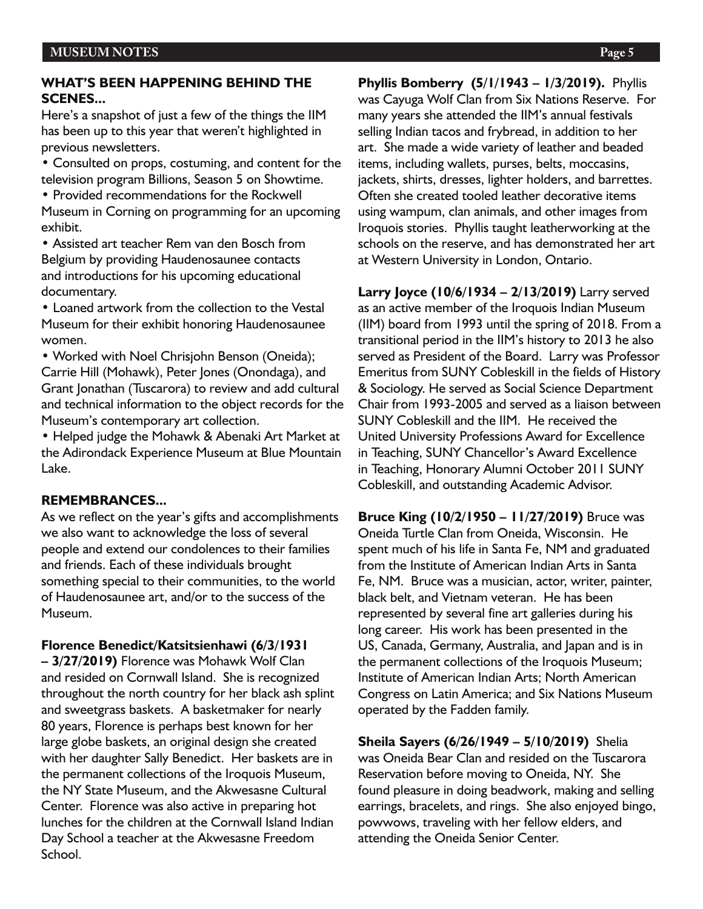## WHAT'S BEEN HAPPENING BEHIND THE SCENES...

Here's a snapshot of just a few of the things the IIM has been up to this year that weren't highlighted in previous newsletters.

- Consulted on props, costuming, and content for the television program Billions, Season 5 on Showtime.
- Provided recommendations for the Rockwell Museum in Corning on programming for an upcoming exhibit.
- Assisted art teacher Rem van den Bosch from Belgium by providing Haudenosaunee contacts and introductions for his upcoming educational documentary.
- Loaned artwork from the collection to the Vestal Museum for their exhibit honoring Haudenosaunee women.
- Worked with Noel Chrisjohn Benson (Oneida); Carrie Hill (Mohawk), Peter Jones (Onondaga), and Grant Jonathan (Tuscarora) to review and add cultural and technical information to the object records for the Museum's contemporary art collection.
- Helped judge the Mohawk & Abenaki Art Market at the Adirondack Experience Museum at Blue Mountain Lake.

## REMEMBRANCES...

As we reflect on the year's gifts and accomplishments we also want to acknowledge the loss of several people and extend our condolences to their families and friends. Each of these individuals brought something special to their communities, to the world of Haudenosaunee art, and/or to the success of the Museum.

**Florence Benedict/Katsitsienhawi (6/3/1931 – 3/27/2019)** Florence was Mohawk Wolf Clan and resided on Cornwall Island. She is recognized throughout the north country for her black ash splint and sweetgrass baskets. A basketmaker for nearly 80 years, Florence is perhaps best known for her large globe baskets, an original design she created with her daughter Sally Benedict. Her baskets are in the permanent collections of the Iroquois Museum, the NY State Museum, and the Akwesasne Cultural Center. Florence was also active in preparing hot lunches for the children at the Cornwall Island Indian Day School a teacher at the Akwesasne Freedom School.

**Phyllis Bomberry (5/1/1943 – 1/3/2019).** Phyllis was Cayuga Wolf Clan from Six Nations Reserve. For many years she attended the IIM's annual festivals selling Indian tacos and frybread, in addition to her art. She made a wide variety of leather and beaded items, including wallets, purses, belts, moccasins, jackets, shirts, dresses, lighter holders, and barrettes. Often she created tooled leather decorative items using wampum, clan animals, and other images from Iroquois stories. Phyllis taught leatherworking at the schools on the reserve, and has demonstrated her art at Western University in London, Ontario.

**Larry Joyce (10/6/1934 – 2/13/2019)** Larry served as an active member of the Iroquois Indian Museum (IIM) board from 1993 until the spring of 2018. From a transitional period in the IIM's history to 2013 he also served as President of the Board. Larry was Professor Emeritus from SUNY Cobleskill in the fields of History & Sociology. He served as Social Science Department Chair from 1993-2005 and served as a liaison between SUNY Cobleskill and the IIM. He received the United University Professions Award for Excellence in Teaching, SUNY Chancellor's Award Excellence in Teaching, Honorary Alumni October 2011 SUNY Cobleskill, and outstanding Academic Advisor.

**Bruce King (10/2/1950 – 11/27/2019)** Bruce was Oneida Turtle Clan from Oneida, Wisconsin. He spent much of his life in Santa Fe, NM and graduated from the Institute of American Indian Arts in Santa Fe, NM. Bruce was a musician, actor, writer, painter, black belt, and Vietnam veteran. He has been represented by several fine art galleries during his long career. His work has been presented in the US, Canada, Germany, Australia, and Japan and is in the permanent collections of the Iroquois Museum; Institute of American Indian Arts; North American Congress on Latin America; and Six Nations Museum operated by the Fadden family.

**Sheila Sayers (6/26/1949 – 5/10/2019)** Shelia was Oneida Bear Clan and resided on the Tuscarora Reservation before moving to Oneida, NY. She found pleasure in doing beadwork, making and selling earrings, bracelets, and rings. She also enjoyed bingo, powwows, traveling with her fellow elders, and attending the Oneida Senior Center.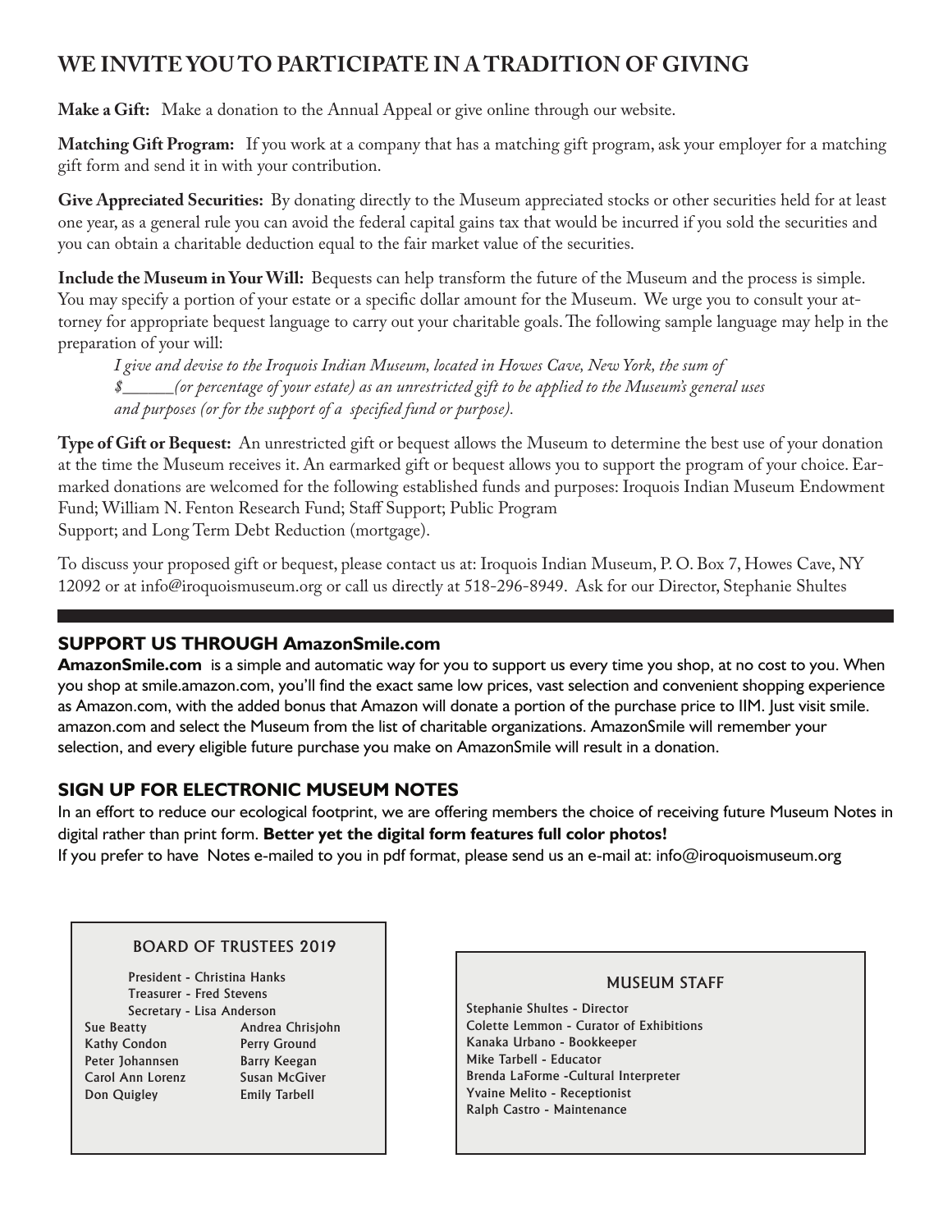## WE INVITE YOU TO PARTICIPATE IN A TRADITION OF GIVING

**Make a Gift:** Make a donation to the Annual Appeal or give online through our website.

**Matching Gift Program:** If you work at a company that has a matching gift program, ask your employer for a matching gift form and send it in with your contribution.

**Give Appreciated Securities:** By donating directly to the Museum appreciated stocks or other securities held for at least one year, as a general rule you can avoid the federal capital gains tax that would be incurred if you sold the securities and you can obtain a charitable deduction equal to the fair market value of the securities.

**Include the Museum in Your Will:** Bequests can help transform the future of the Museum and the process is simple. You may specify a portion of your estate or a specific dollar amount for the Museum. We urge you to consult your attorney for appropriate bequest language to carry out your charitable goals. The following sample language may help in the preparation of your will:

> *I give and devise to the Iroquois Indian Museum, located in Howes Cave, New York, the sum of $______(or percentage of your estate) as an unrestricted gift to be applied to the Museum's general uses and purposes (or for the support of a specified fund or purpose).*

**Type of Gift or Bequest:** An unrestricted gift or bequest allows the Museum to determine the best use of your donation at the time the Museum receives it. An earmarked gift or bequest allows you to support the program of your choice. Earmarked donations are welcomed for the following established funds and purposes: Iroquois Indian Museum Endowment Fund; William N. Fenton Research Fund; Staff Support; Public Program Support; and Long Term Debt Reduction (mortgage).

To discuss your proposed gift or bequest, please contact us at: Iroquois Indian Museum, P. O. Box 7, Howes Cave, NY 12092 or at info@iroquoismuseum.org or call us directly at 518-296-8949. Ask for our Director, Stephanie Shultes

---

### SUPPORT US THROUGH AmazonSmile.com

**AmazonSmile.com** is a simple and automatic way for you to support us every time you shop, at no cost to you. When you shop at smile.amazon.com, you'll find the exact same low prices, vast selection and convenient shopping experience as Amazon.com, with the added bonus that Amazon will donate a portion of the purchase price to IIM. Just visit smile.amazon.com and select the Museum from the list of charitable organizations. AmazonSmile will remember your selection, and every eligible future purchase you make on AmazonSmile will result in a donation.

### SIGN UP FOR ELECTRONIC MUSEUM NOTES

In an effort to reduce our ecological footprint, we are offering members the choice of receiving future Museum Notes in digital rather than print form. **Better yet the digital form features full color photos!**
If you prefer to have Notes e-mailed to you in pdf format, please send us an e-mail at: info@iroquoismuseum.org

#### BOARD OF TRUSTEES 2019

President - Christina Hanks
Treasurer - Fred Stevens
Secretary - Lisa Anderson

Sue Beatty
Kathy Condon
Peter Johannsen
Carol Ann Lorenz
Don Quigley
Andrea Chrisjohn
Perry Ground
Barry Keegan
Susan McGiver
Emily Tarbell

#### MUSEUM STAFF

Stephanie Shultes - Director
Colette Lemmon - Curator of Exhibitions
Kanaka Urbano - Bookkeeper
Mike Tarbell - Educator
Brenda LaForme -Cultural Interpreter
Yvaine Melito - Receptionist
Ralph Castro - Maintenance